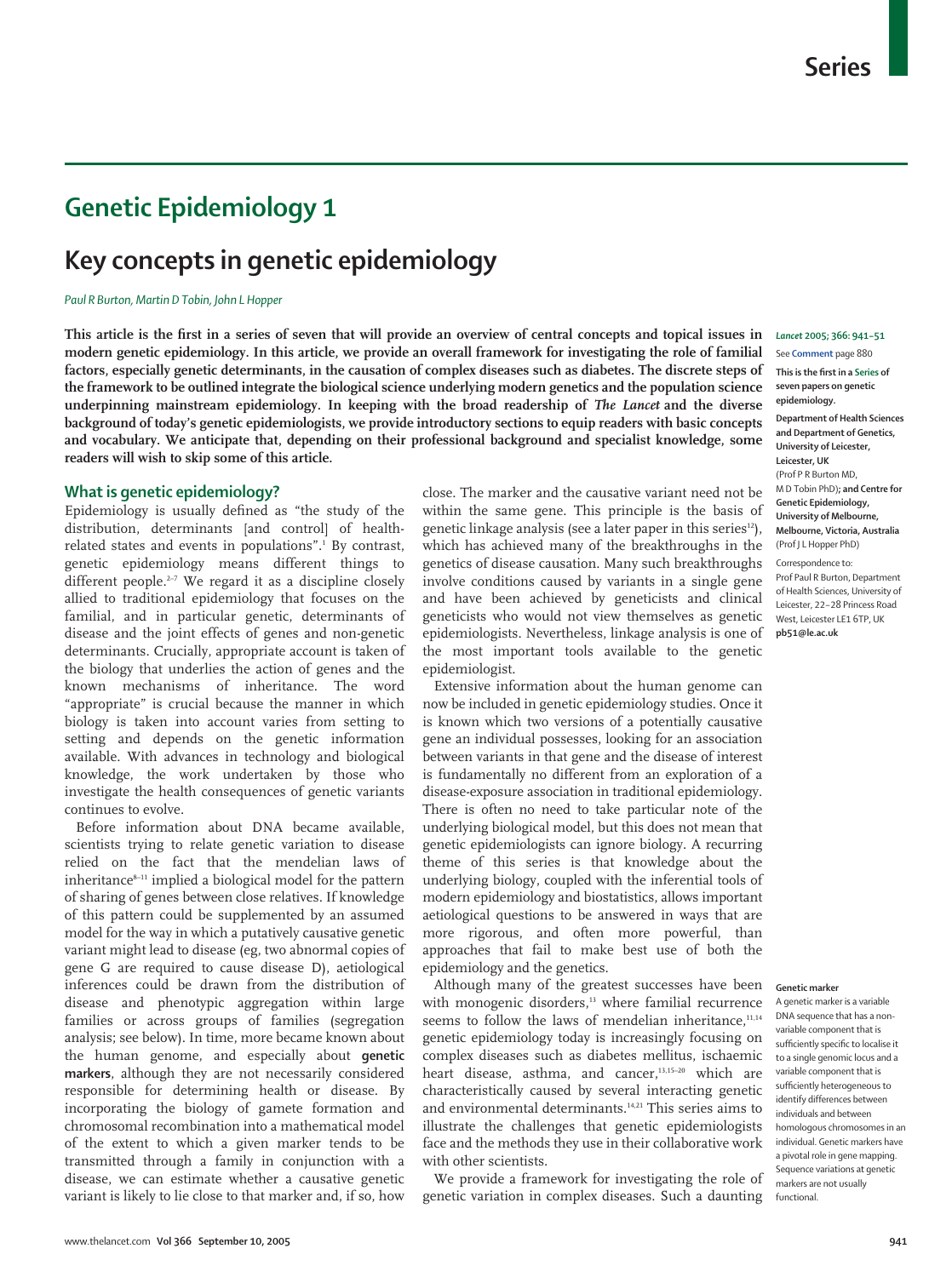# Genetic Epidemiology 1

## Key concepts in genetic epidemiology

*Paul R Burton, Martin D Tobin, John L Hopper*

**This article is the first in a series of seven that will provide an overview of central concepts and topical issues in modern genetic epidemiology. In this article, we provide an overall framework for investigating the role of familial factors, especially genetic determinants, in the causation of complex diseases such as diabetes. The discrete steps of the framework to be outlined integrate the biological science underlying modern genetics and the population science underpinning mainstream epidemiology. In keeping with the broad readership of *The Lancet* and the diverse background of today's genetic epidemiologists, we provide introductory sections to equip readers with basic concepts and vocabulary. We anticipate that, depending on their professional background and specialist knowledge, some readers will wish to skip some of this article.**

See **Comment** page 880

**This is the first in a Series of seven papers on genetic epidemiology.**

**Department of Health Sciences and Department of Genetics, University of Leicester, Leicester, UK** (Prof P R Burton MD, M D Tobin PhD)**; and Centre for Genetic Epidemiology, University of Melbourne, Melbourne, Victoria, Australia** (Prof J L Hopper PhD)

Correspondence to: Prof Paul R Burton, Department of Health Sciences, University of Leicester, 22–28 Princess Road West, Leicester LE1 6TP, UK **pb51@le.ac.uk**

## What is genetic epidemiology?

Epidemiology is usually defined as "the study of the distribution, determinants [and control] of health-related states and events in populations".[1] By contrast, genetic epidemiology means different things to different people.[2–7] We regard it as a discipline closely allied to traditional epidemiology that focuses on the familial, and in particular genetic, determinants of disease and the joint effects of genes and non-genetic determinants. Crucially, appropriate account is taken of the biology that underlies the action of genes and the known mechanisms of inheritance. The word "appropriate" is crucial because the manner in which biology is taken into account varies from setting to setting and depends on the genetic information available. With advances in technology and biological knowledge, the work undertaken by those who investigate the health consequences of genetic variants continues to evolve.

Before information about DNA became available, scientists trying to relate genetic variation to disease relied on the fact that the mendelian laws of inheritance[8–11] implied a biological model for the pattern of sharing of genes between close relatives. If knowledge of this pattern could be supplemented by an assumed model for the way in which a putatively causative genetic variant might lead to disease (eg, two abnormal copies of gene G are required to cause disease D), aetiological inferences could be drawn from the distribution of disease and phenotypic aggregation within large families or across groups of families (segregation analysis; see below). In time, more became known about the human genome, and especially about **genetic markers**, although they are not necessarily considered responsible for determining health or disease. By incorporating the biology of gamete formation and chromosomal recombination into a mathematical model of the extent to which a given marker tends to be transmitted through a family in conjunction with a disease, we can estimate whether a causative genetic variant is likely to lie close to that marker and, if so, how close. The marker and the causative variant need not be within the same gene. This principle is the basis of genetic linkage analysis (see a later paper in this series[12]), which has achieved many of the breakthroughs in the genetics of disease causation. Many such breakthroughs involve conditions caused by variants in a single gene and have been achieved by geneticists and clinical geneticists who would not view themselves as genetic epidemiologists. Nevertheless, linkage analysis is one of the most important tools available to the genetic epidemiologist.

Extensive information about the human genome can now be included in genetic epidemiology studies. Once it is known which two versions of a potentially causative gene an individual possesses, looking for an association between variants in that gene and the disease of interest is fundamentally no different from an exploration of a disease-exposure association in traditional epidemiology. There is often no need to take particular note of the underlying biological model, but this does not mean that genetic epidemiologists can ignore biology. A recurring theme of this series is that knowledge about the underlying biology, coupled with the inferential tools of modern epidemiology and biostatistics, allows important aetiological questions to be answered in ways that are more rigorous, and often more powerful, than approaches that fail to make best use of both the epidemiology and the genetics.

Although many of the greatest successes have been with monogenic disorders,[13] where familial recurrence seems to follow the laws of mendelian inheritance,[11,14] genetic epidemiology today is increasingly focusing on complex diseases such as diabetes mellitus, ischaemic heart disease, asthma, and cancer,[13,15–20] which are characteristically caused by several interacting genetic and environmental determinants.[14,21] This series aims to illustrate the challenges that genetic epidemiologists face and the methods they use in their collaborative work with other scientists.

We provide a framework for investigating the role of genetic variation in complex diseases. Such a daunting

**Genetic marker**

A genetic marker is a variable DNA sequence that has a non-variable component that is sufficiently specific to localise it to a single genomic locus and a variable component that is sufficiently heterogeneous to identify differences between individuals and between homologous chromosomes in an individual. Genetic markers have a pivotal role in gene mapping. Sequence variations at genetic markers are not usually functional.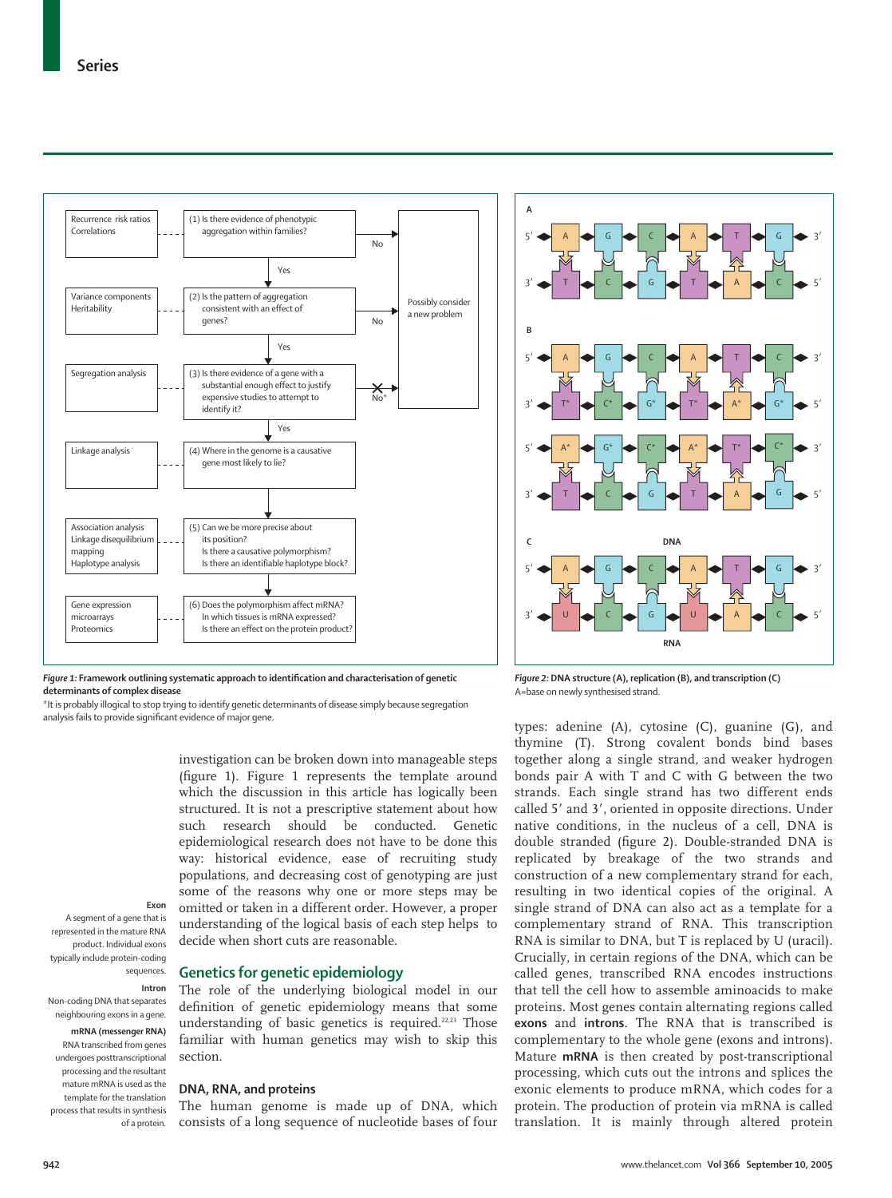*Figure 1:* **Framework outlining systematic approach to identification and characterisation of genetic determinants of complex disease**

*It is probably illogical to stop trying to identify genetic determinants of disease simply because segregation analysis fails to provide significant evidence of major gene.

*Figure 2:* **DNA structure (A), replication (B), and transcription (C)**

A*=base on newly synthesised strand.

investigation can be broken down into manageable steps (figure 1). Figure 1 represents the template around which the discussion in this article has logically been structured. It is not a prescriptive statement about how such research should be conducted. Genetic epidemiological research does not have to be done this way: historical evidence, ease of recruiting study populations, and decreasing cost of genotyping are just some of the reasons why one or more steps may be omitted or taken in a different order. However, a proper understanding of the logical basis of each step helps to decide when short cuts are reasonable.

**Exon**
A segment of a gene that is represented in the mature RNA product. Individual exons typically include protein-coding sequences.

**Intron**
Non-coding DNA that separates neighbouring exons in a gene.

**mRNA (messenger RNA)**
RNA transcribed from genes undergoes posttranscriptional processing and the resultant mature mRNA is used as the template for the translation process that results in synthesis of a protein.

## Genetics for genetic epidemiology

The role of the underlying biological model in our definition of genetic epidemiology means that some understanding of basic genetics is required.[22,23] Those familiar with human genetics may wish to skip this section.

### DNA, RNA, and proteins

The human genome is made up of DNA, which consists of a long sequence of nucleotide bases of four types: adenine (A), cytosine (C), guanine (G), and thymine (T). Strong covalent bonds bind bases together along a single strand, and weaker hydrogen bonds pair A with T and C with G between the two strands. Each single strand has two different ends called 5′ and 3′, oriented in opposite directions. Under native conditions, in the nucleus of a cell, DNA is double stranded (figure 2). Double-stranded DNA is replicated by breakage of the two strands and construction of a new complementary strand for each, resulting in two identical copies of the original. A single strand of DNA can also act as a template for a complementary strand of RNA. This transcription RNA is similar to DNA, but T is replaced by U (uracil). Crucially, in certain regions of the DNA, which can be called genes, transcribed RNA encodes instructions that tell the cell how to assemble aminoacids to make proteins. Most genes contain alternating regions called **exons** and **introns**. The RNA that is transcribed is complementary to the whole gene (exons and introns). Mature **mRNA** is then created by post-transcriptional processing, which cuts out the introns and splices the exonic elements to produce mRNA, which codes for a protein. The production of protein via mRNA is called translation. It is mainly through altered protein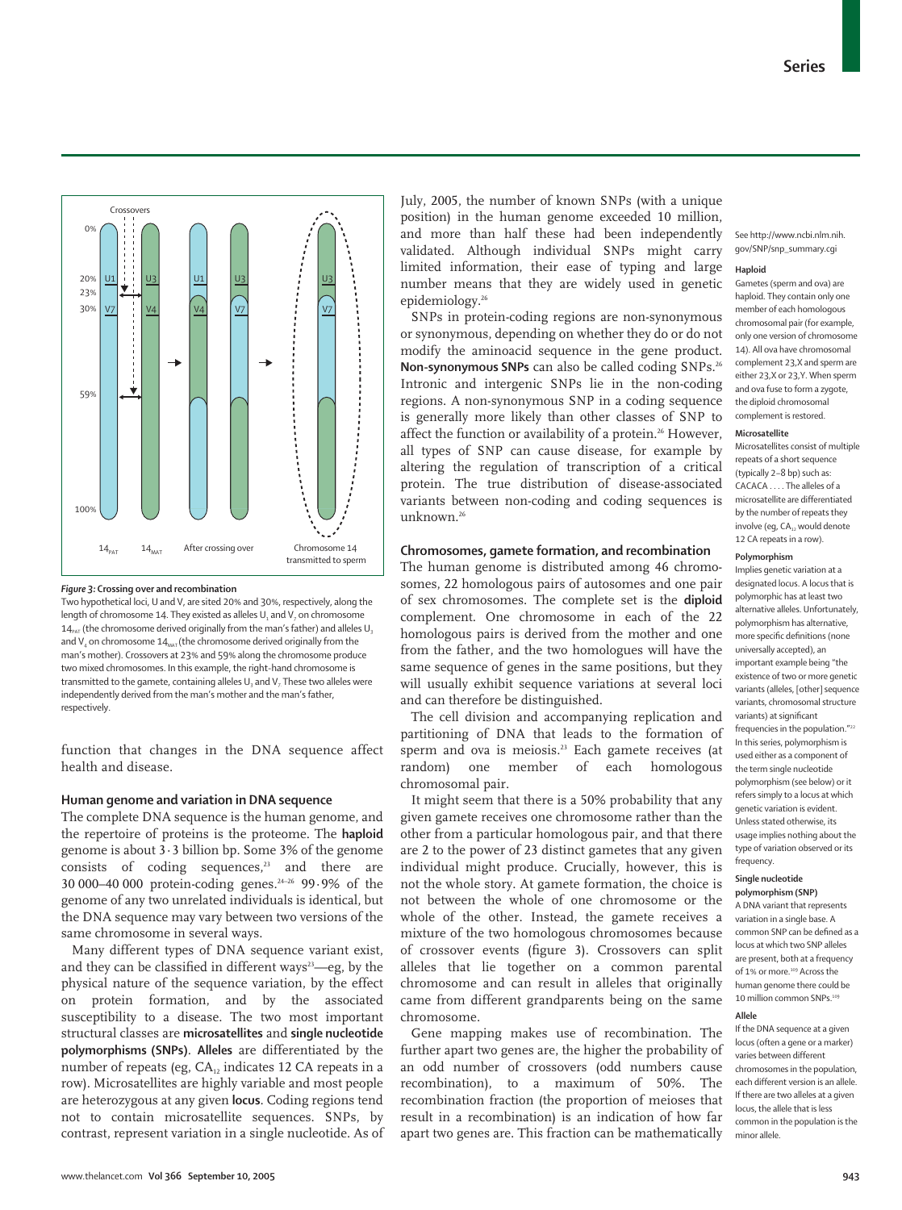*Figure 3:* **Crossing over and recombination**

Two hypothetical loci, U and V, are sited 20% and 30%, respectively, along the length of chromosome 14. They existed as alleles $U_1$ and $V_7$ on chromosome $14_{PAT}$ (the chromosome derived originally from the man's father) and alleles $U_3$ and $V_4$ on chromosome $14_{MAT}$ (the chromosome derived originally from the man's mother). Crossovers at 23% and 59% along the chromosome produce two mixed chromosomes. In this example, the right-hand chromosome is transmitted to the gamete, containing alleles $U_3$ and $V_7$. These two alleles were independently derived from the man's mother and the man's father, respectively.

function that changes in the DNA sequence affect health and disease.

## Human genome and variation in DNA sequence

The complete DNA sequence is the human genome, and the repertoire of proteins is the proteome. The **haploid** genome is about 3·3 billion bp. Some 3% of the genome consists of coding sequences,[23] and there are 30 000–40 000 protein-coding genes.[24–26] 99·9% of the genome of any two unrelated individuals is identical, but the DNA sequence may vary between two versions of the same chromosome in several ways.

Many different types of DNA sequence variant exist, and they can be classified in different ways[23]—eg, by the physical nature of the sequence variation, by the effect on protein formation, and by the associated susceptibility to a disease. The two most important structural classes are **microsatellites** and **single nucleotide polymorphisms (SNPs)**. **Alleles** are differentiated by the number of repeats (eg, $CA_{12}$ indicates 12 CA repeats in a row). Microsatellites are highly variable and most people are heterozygous at any given **locus**. Coding regions tend not to contain microsatellite sequences. SNPs, by contrast, represent variation in a single nucleotide. As of July, 2005, the number of known SNPs (with a unique position) in the human genome exceeded 10 million, and more than half these had been independently validated. Although individual SNPs might carry limited information, their ease of typing and large number means that they are widely used in genetic epidemiology.[26]

SNPs in protein-coding regions are non-synonymous or synonymous, depending on whether they do or do not modify the aminoacid sequence in the gene product. **Non-synonymous SNPs** can also be called coding SNPs.[26] Intronic and intergenic SNPs lie in the non-coding regions. A non-synonymous SNP in a coding sequence is generally more likely than other classes of SNP to affect the function or availability of a protein.[26] However, all types of SNP can cause disease, for example by altering the regulation of transcription of a critical protein. The true distribution of disease-associated variants between non-coding and coding sequences is unknown.[26]

## Chromosomes, gamete formation, and recombination

The human genome is distributed among 46 chromosomes, 22 homologous pairs of autosomes and one pair of sex chromosomes. The complete set is the **diploid** complement. One chromosome in each of the 22 homologous pairs is derived from the mother and one from the father, and the two homologues will have the same sequence of genes in the same positions, but they will usually exhibit sequence variations at several loci and can therefore be distinguished.

The cell division and accompanying replication and partitioning of DNA that leads to the formation of sperm and ova is meiosis.[23] Each gamete receives (at random) one member of each homologous chromosomal pair.

It might seem that there is a 50% probability that any given gamete receives one chromosome rather than the other from a particular homologous pair, and that there are 2 to the power of 23 distinct gametes that any given individual might produce. Crucially, however, this is not the whole story. At gamete formation, the choice is not between the whole of one chromosome or the whole of the other. Instead, the gamete receives a mixture of the two homologous chromosomes because of crossover events (figure 3). Crossovers can split alleles that lie together on a common parental chromosome and can result in alleles that originally came from different grandparents being on the same chromosome.

Gene mapping makes use of recombination. The further apart two genes are, the higher the probability of an odd number of crossovers (odd numbers cause recombination), to a maximum of 50%. The recombination fraction (the proportion of meioses that result in a recombination) is an indication of how far apart two genes are. This fraction can be mathematically

See http://www.ncbi.nlm.nih.gov/SNP/snp_summary.cgi

**Haploid**

Gametes (sperm and ova) are haploid. They contain only one member of each homologous chromosomal pair (for example, only one version of chromosome 14). All ova have chromosomal complement 23,X and sperm are either 23,X or 23,Y. When sperm and ova fuse to form a zygote, the diploid chromosomal complement is restored.

**Microsatellite**

Microsatellites consist of multiple repeats of a short sequence (typically 2–8 bp) such as: CACACA . . . . The alleles of a microsatellite are differentiated by the number of repeats they involve (eg, $CA_{12}$ would denote 12 CA repeats in a row).

**Polymorphism**

Implies genetic variation at a designated locus. A locus that is polymorphic has at least two alternative alleles. Unfortunately, polymorphism has alternative, more specific definitions (none universally accepted), an important example being "the existence of two or more genetic variants (alleles, [other] sequence variants, chromosomal structure variants) at significant frequencies in the population."[22] In this series, polymorphism is used either as a component of the term single nucleotide polymorphism (see below) or it refers simply to a locus at which genetic variation is evident. Unless stated otherwise, its usage implies nothing about the type of variation observed or its frequency.

**Single nucleotide polymorphism (SNP)**

A DNA variant that represents variation in a single base. A common SNP can be defined as a locus at which two SNP alleles are present, both at a frequency of 1% or more.[109] Across the human genome there could be 10 million common SNPs.[109]

**Allele**

If the DNA sequence at a given locus (often a gene or a marker) varies between different chromosomes in the population, each different version is an allele. If there are two alleles at a given locus, the allele that is less common in the population is the minor allele.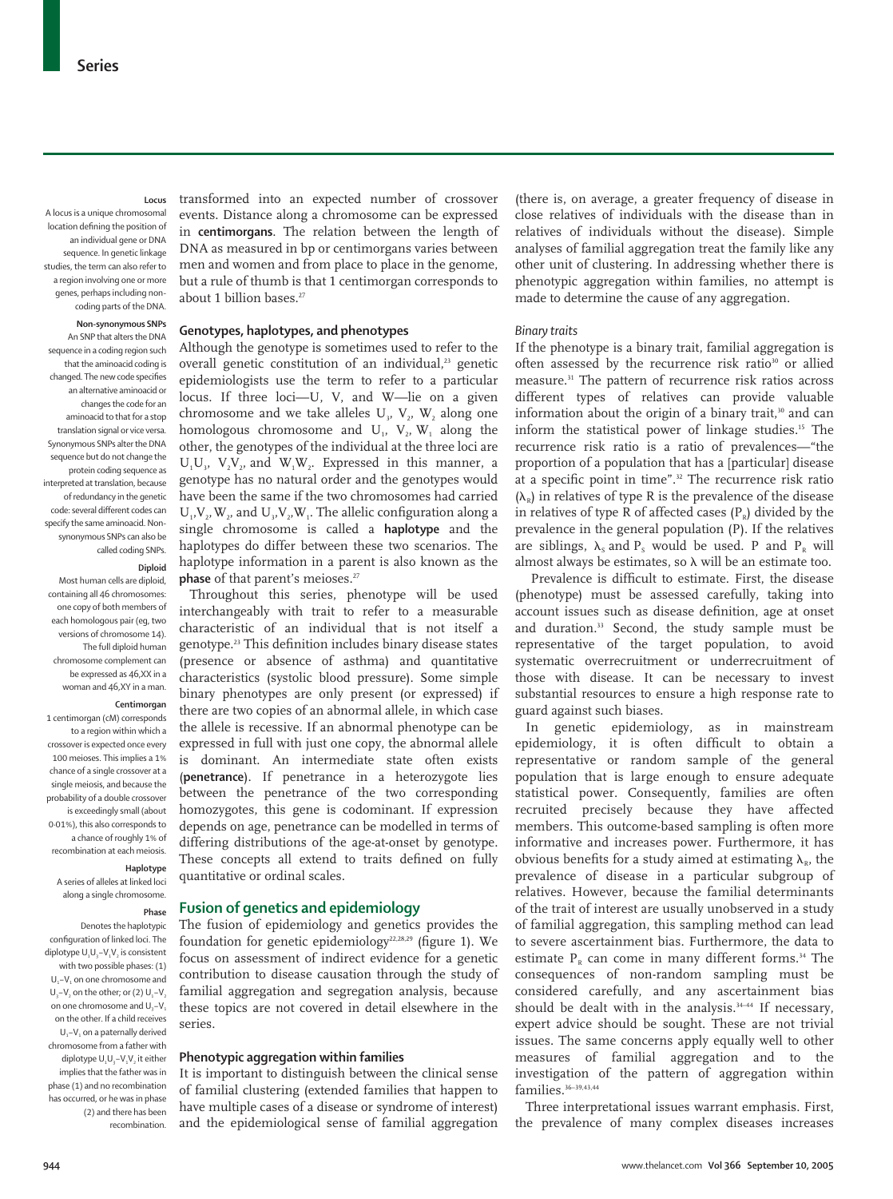transformed into an expected number of crossover events. Distance along a chromosome can be expressed in **centimorgans**. The relation between the length of DNA as measured in bp or centimorgans varies between men and women and from place to place in the genome, but a rule of thumb is that 1 centimorgan corresponds to about 1 billion bases.[27]

### Genotypes, haplotypes, and phenotypes

Although the genotype is sometimes used to refer to the overall genetic constitution of an individual,[23] genetic epidemiologists use the term to refer to a particular locus. If three loci—U, V, and W—lie on a given chromosome and we take alleles $U_3$, $V_2$, $W_2$ along one homologous chromosome and $U_1$, $V_2$, $W_1$ along the other, the genotypes of the individual at the three loci are $U_1U_3$, $V_2V_2$, and $W_1W_2$. Expressed in this manner, a genotype has no natural order and the genotypes would have been the same if the two chromosomes had carried $U_1$,$V_2$,$W_2$, and $U_3$,$V_2$,$W_1$. The allelic configuration along a single chromosome is called a **haplotype** and the haplotypes do differ between these two scenarios. The haplotype information in a parent is also known as the **phase** of that parent's meioses.[27]

Throughout this series, phenotype will be used interchangeably with trait to refer to a measurable characteristic of an individual that is not itself a genotype.[23] This definition includes binary disease states (presence or absence of asthma) and quantitative characteristics (systolic blood pressure). Some simple binary phenotypes are only present (or expressed) if there are two copies of an abnormal allele, in which case the allele is recessive. If an abnormal phenotype can be expressed in full with just one copy, the abnormal allele is dominant. An intermediate state often exists (**penetrance**). If penetrance in a heterozygote lies between the penetrance of the two corresponding homozygotes, this gene is codominant. If expression depends on age, penetrance can be modelled in terms of differing distributions of the age-at-onset by genotype. These concepts all extend to traits defined on fully quantitative or ordinal scales.

## Fusion of genetics and epidemiology

The fusion of epidemiology and genetics provides the foundation for genetic epidemiology[22,28,29] (figure 1). We focus on assessment of indirect evidence for a genetic contribution to disease causation through the study of familial aggregation and segregation analysis, because these topics are not covered in detail elsewhere in the series.

### Phenotypic aggregation within families

It is important to distinguish between the clinical sense of familial clustering (extended families that happen to have multiple cases of a disease or syndrome of interest) and the epidemiological sense of familial aggregation (there is, on average, a greater frequency of disease in close relatives of individuals with the disease than in relatives of individuals without the disease). Simple analyses of familial aggregation treat the family like any other unit of clustering. In addressing whether there is phenotypic aggregation within families, no attempt is made to determine the cause of any aggregation.

#### *Binary traits*

If the phenotype is a binary trait, familial aggregation is often assessed by the recurrence risk ratio[30] or allied measure.[31] The pattern of recurrence risk ratios across different types of relatives can provide valuable information about the origin of a binary trait,[30] and can inform the statistical power of linkage studies.[15] The recurrence risk ratio is a ratio of prevalences—"the proportion of a population that has a [particular] disease at a specific point in time".[32] The recurrence risk ratio ($\lambda_R$) in relatives of type R is the prevalence of the disease in relatives of type R of affected cases ($P_R$) divided by the prevalence in the general population (P). If the relatives are siblings, $\lambda_S$ and $P_S$ would be used. P and $P_R$ will almost always be estimates, so λ will be an estimate too.

Prevalence is difficult to estimate. First, the disease (phenotype) must be assessed carefully, taking into account issues such as disease definition, age at onset and duration.[33] Second, the study sample must be representative of the target population, to avoid systematic overrecruitment or underrecruitment of those with disease. It can be necessary to invest substantial resources to ensure a high response rate to guard against such biases.

In genetic epidemiology, as in mainstream epidemiology, it is often difficult to obtain a representative or random sample of the general population that is large enough to ensure adequate statistical power. Consequently, families are often recruited precisely because they have affected members. This outcome-based sampling is often more informative and increases power. Furthermore, it has obvious benefits for a study aimed at estimating $\lambda_R$, the prevalence of disease in a particular subgroup of relatives. However, because the familial determinants of the trait of interest are usually unobserved in a study of familial aggregation, this sampling method can lead to severe ascertainment bias. Furthermore, the data to estimate $P_R$ can come in many different forms.[34] The consequences of non-random sampling must be considered carefully, and any ascertainment bias should be dealt with in the analysis.[34–44] If necessary, expert advice should be sought. These are not trivial issues. The same concerns apply equally well to other measures of familial aggregation and to the investigation of the pattern of aggregation within families.[36–39,43,44]

Three interpretational issues warrant emphasis. First, the prevalence of many complex diseases increases

**Locus**
A locus is a unique chromosomal location defining the position of an individual gene or DNA sequence. In genetic linkage studies, the term can also refer to a region involving one or more genes, perhaps including non-coding parts of the DNA.

**Non-synonymous SNPs**
An SNP that alters the DNA sequence in a coding region such that the aminoacid coding is changed. The new code specifies an alternative aminoacid or changes the code for an aminoacid to that for a stop translation signal or vice versa. Synonymous SNPs alter the DNA sequence but do not change the protein coding sequence as interpreted at translation, because of redundancy in the genetic code: several different codes can specify the same aminoacid. Non-synonymous SNPs can also be called coding SNPs.

**Diploid**
Most human cells are diploid, containing all 46 chromosomes: one copy of both members of each homologous pair (eg, two versions of chromosome 14). The full diploid human chromosome complement can be expressed as 46,XX in a woman and 46,XY in a man.

**Centimorgan**
1 centimorgan (cM) corresponds to a region within which a crossover is expected once every 100 meioses. This implies a 1% chance of a single crossover at a single meiosis, and because the probability of a double crossover is exceedingly small (about 0·01%), this also corresponds to a chance of roughly 1% of recombination at each meiosis.

**Haplotype**
A series of alleles at linked loci along a single chromosome.

**Phase**
Denotes the haplotypic configuration of linked loci. The diplotype $U_1U_3$–$V_1V_2$ is consistent with two possible phases: (1) $U_1$–$V_1$ on one chromosome and $U_3$–$V_2$ on the other; or (2) $U_1$–$V_2$ on one chromosome and $U_3$–$V_1$ on the other. If a child receives $U_1$–$V_1$ on a paternally derived chromosome from a father with diplotype $U_1U_3$–$V_1V_2$ it either implies that the father was in phase (1) and no recombination has occurred, or he was in phase (2) and there has been recombination.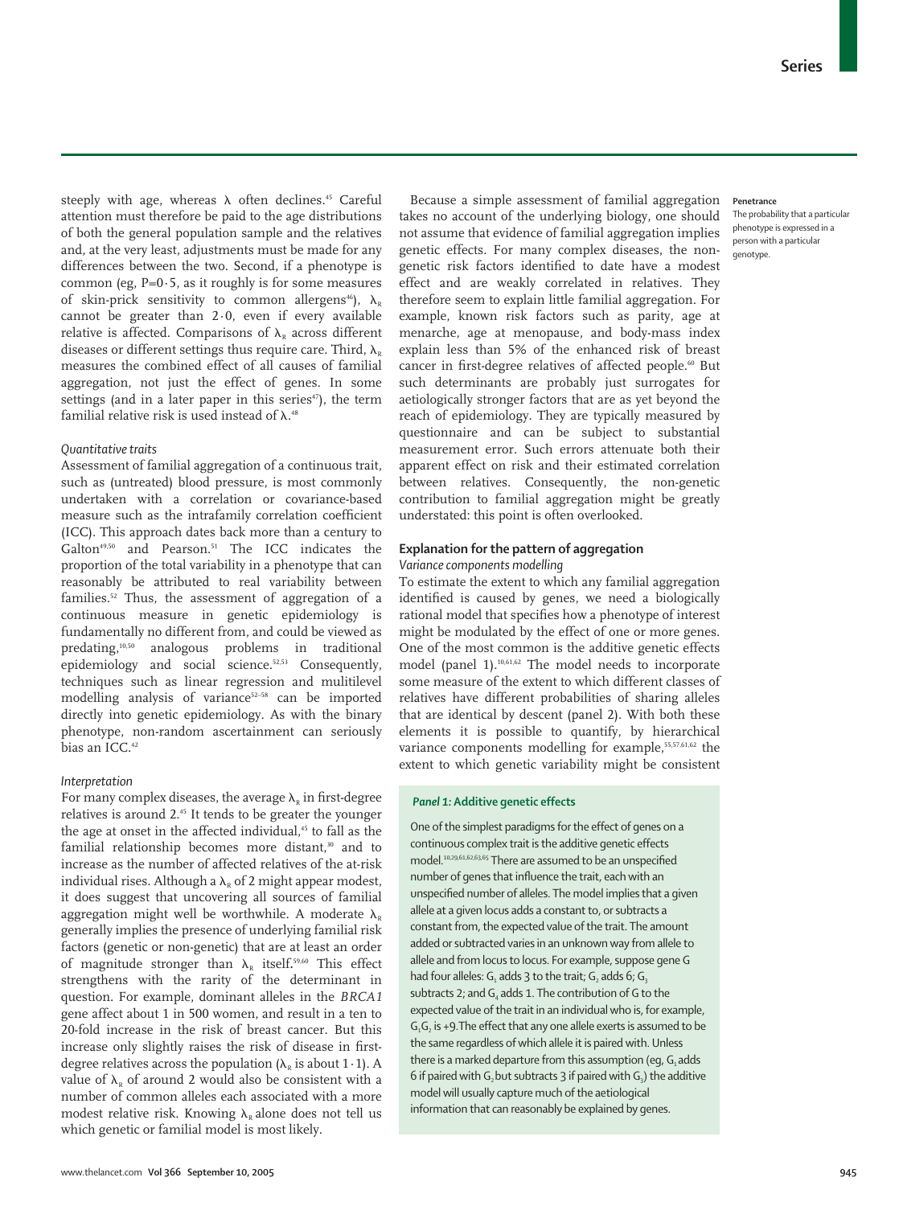steeply with age, whereas λ often declines.[45] Careful attention must therefore be paid to the age distributions of both the general population sample and the relatives and, at the very least, adjustments must be made for any differences between the two. Second, if a phenotype is common (eg, P=0·5, as it roughly is for some measures of skin-prick sensitivity to common allergens[46]), $\lambda_R$ cannot be greater than 2·0, even if every available relative is affected. Comparisons of $\lambda_R$ across different diseases or different settings thus require care. Third, $\lambda_R$ measures the combined effect of all causes of familial aggregation, not just the effect of genes. In some settings (and in a later paper in this series[47]), the term familial relative risk is used instead of λ.[48]

*Quantitative traits*

Assessment of familial aggregation of a continuous trait, such as (untreated) blood pressure, is most commonly undertaken with a correlation or covariance-based measure such as the intrafamily correlation coefficient (ICC). This approach dates back more than a century to Galton[49,50] and Pearson.[51] The ICC indicates the proportion of the total variability in a phenotype that can reasonably be attributed to real variability between families.[52] Thus, the assessment of aggregation of a continuous measure in genetic epidemiology is fundamentally no different from, and could be viewed as predating,[10,50] analogous problems in traditional epidemiology and social science.[52,53] Consequently, techniques such as linear regression and multilevel modelling analysis of variance[52–58] can be imported directly into genetic epidemiology. As with the binary phenotype, non-random ascertainment can seriously bias an ICC.[42]

*Interpretation*

For many complex diseases, the average $\lambda_R$ in first-degree relatives is around 2.[45] It tends to be greater the younger the age at onset in the affected individual,[45] to fall as the familial relationship becomes more distant,[30] and to increase as the number of affected relatives of the at-risk individual rises. Although a $\lambda_R$ of 2 might appear modest, it does suggest that uncovering all sources of familial aggregation might well be worthwhile. A moderate $\lambda_R$ generally implies the presence of underlying familial risk factors (genetic or non-genetic) that are at least an order of magnitude stronger than $\lambda_R$ itself.[59,60] This effect strengthens with the rarity of the determinant in question. For example, dominant alleles in the *BRCA1* gene affect about 1 in 500 women, and result in a ten to 20-fold increase in the risk of breast cancer. But this increase only slightly raises the risk of disease in first-degree relatives across the population ($\lambda_R$ is about 1·1). A value of $\lambda_R$ of around 2 would also be consistent with a number of common alleles each associated with a more modest relative risk. Knowing $\lambda_R$ alone does not tell us which genetic or familial model is most likely.

Because a simple assessment of familial aggregation takes no account of the underlying biology, one should not assume that evidence of familial aggregation implies genetic effects. For many complex diseases, the non-genetic risk factors identified to date have a modest effect and are weakly correlated in relatives. They therefore seem to explain little familial aggregation. For example, known risk factors such as parity, age at menarche, age at menopause, and body-mass index explain less than 5% of the enhanced risk of breast cancer in first-degree relatives of affected people.[60] But such determinants are probably just surrogates for aetiologically stronger factors that are as yet beyond the reach of epidemiology. They are typically measured by questionnaire and can be subject to substantial measurement error. Such errors attenuate both their apparent effect on risk and their estimated correlation between relatives. Consequently, the non-genetic contribution to familial aggregation might be greatly understated: this point is often overlooked.

**Penetrance**
The probability that a particular phenotype is expressed in a person with a particular genotype.

## Explanation for the pattern of aggregation

*Variance components modelling*

To estimate the extent to which any familial aggregation identified is caused by genes, we need a biologically rational model that specifies how a phenotype of interest might be modulated by the effect of one or more genes. One of the most common is the additive genetic effects model (panel 1).[10,61,62] The model needs to incorporate some measure of the extent to which different classes of relatives have different probabilities of sharing alleles that are identical by descent (panel 2). With both these elements it is possible to quantify, by hierarchical variance components modelling for example,[55,57,61,62] the extent to which genetic variability might be consistent

**Panel 1: Additive genetic effects**

One of the simplest paradigms for the effect of genes on a continuous complex trait is the additive genetic effects model.[10,29,61,62,63,65] There are assumed to be an unspecified number of genes that influence the trait, each with an unspecified number of alleles. The model implies that a given allele at a given locus adds a constant to, or subtracts a constant from, the expected value of the trait. The amount added or subtracted varies in an unknown way from allele to allele and from locus to locus. For example, suppose gene G had four alleles: $G_1$ adds 3 to the trait; $G_2$ adds 6; $G_3$ subtracts 2; and $G_4$ adds 1. The contribution of G to the expected value of the trait in an individual who is, for example, $G_1G_2$ is +9. The effect that any one allele exerts is assumed to be the same regardless of which allele it is paired with. Unless there is a marked departure from this assumption (eg, $G_2$ adds 6 if paired with $G_1$ but subtracts 3 if paired with $G_3$) the additive model will usually capture much of the aetiological information that can reasonably be explained by genes.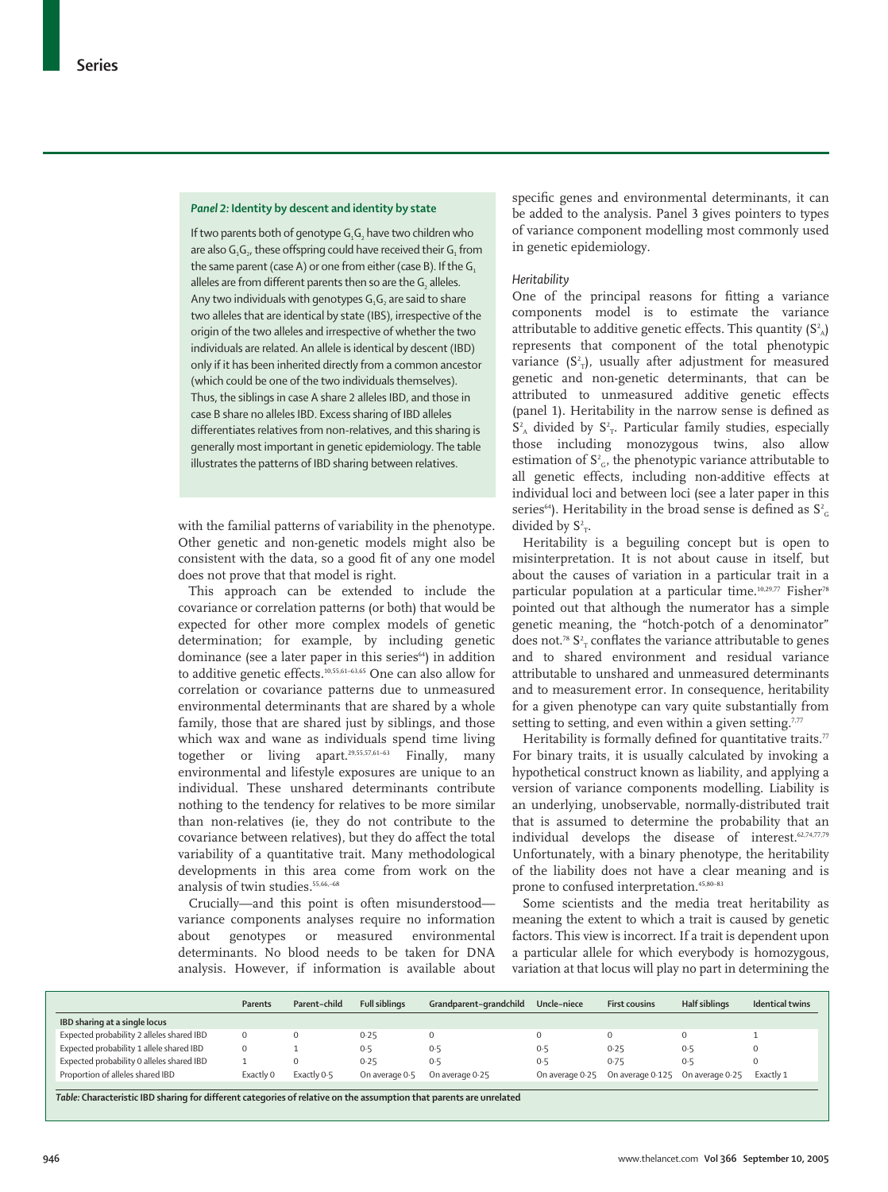### *Panel 2:* Identity by descent and identity by state

If two parents both of genotype $G_1G_2$ have two children who are also $G_1G_2$, these offspring could have received their $G_1$ from the same parent (case A) or one from either (case B). If the $G_1$ alleles are from different parents then so are the $G_2$ alleles. Any two individuals with genotypes $G_1G_2$ are said to share two alleles that are identical by state (IBS), irrespective of the origin of the two alleles and irrespective of whether the two individuals are related. An allele is identical by descent (IBD) only if it has been inherited directly from a common ancestor (which could be one of the two individuals themselves). Thus, the siblings in case A share 2 alleles IBD, and those in case B share no alleles IBD. Excess sharing of IBD alleles differentiates relatives from non-relatives, and this sharing is generally most important in genetic epidemiology. The table illustrates the patterns of IBD sharing between relatives.

with the familial patterns of variability in the phenotype. Other genetic and non-genetic models might also be consistent with the data, so a good fit of any one model does not prove that that model is right.

This approach can be extended to include the covariance or correlation patterns (or both) that would be expected for other more complex models of genetic determination; for example, by including genetic dominance (see a later paper in this series[64]) in addition to additive genetic effects.[10,55,61–63,65] One can also allow for correlation or covariance patterns due to unmeasured environmental determinants that are shared by a whole family, those that are shared just by siblings, and those which wax and wane as individuals spend time living together or living apart.[29,55,57,61–63] Finally, many environmental and lifestyle exposures are unique to an individual. These unshared determinants contribute nothing to the tendency for relatives to be more similar than non-relatives (ie, they do not contribute to the covariance between relatives), but they do affect the total variability of a quantitative trait. Many methodological developments in this area come from work on the analysis of twin studies.[55,66–68]

Crucially—and this point is often misunderstood—variance components analyses require no information about genotypes or measured environmental determinants. No blood needs to be taken for DNA analysis. However, if information is available about specific genes and environmental determinants, it can be added to the analysis. Panel 3 gives pointers to types of variance component modelling most commonly used in genetic epidemiology.

#### *Heritability*

One of the principal reasons for fitting a variance components model is to estimate the variance attributable to additive genetic effects. This quantity ($S^2_A$) represents that component of the total phenotypic variance ($S^2_T$), usually after adjustment for measured genetic and non-genetic determinants, that can be attributed to unmeasured additive genetic effects (panel 1). Heritability in the narrow sense is defined as $S^2_A$ divided by $S^2_T$. Particular family studies, especially those including monozygous twins, also allow estimation of $S^2_G$, the phenotypic variance attributable to all genetic effects, including non-additive effects at individual loci and between loci (see a later paper in this series[64]). Heritability in the broad sense is defined as $S^2_G$ divided by $S^2_T$.

Heritability is a beguiling concept but is open to misinterpretation. It is not about cause in itself, but about the causes of variation in a particular trait in a particular population at a particular time.[10,29,77] Fisher[78] pointed out that although the numerator has a simple genetic meaning, the "hotch-potch of a denominator" does not.[78] $S^2_T$ conflates the variance attributable to genes and to shared environment and residual variance attributable to unshared and unmeasured determinants and to measurement error. In consequence, heritability for a given phenotype can vary quite substantially from setting to setting, and even within a given setting.[7,77]

Heritability is formally defined for quantitative traits.[77] For binary traits, it is usually calculated by invoking a hypothetical construct known as liability, and applying a version of variance components modelling. Liability is an underlying, unobservable, normally-distributed trait that is assumed to determine the probability that an individual develops the disease of interest.[62,74,77,79] Unfortunately, with a binary phenotype, the heritability of the liability does not have a clear meaning and is prone to confused interpretation.[45,80–83]

Some scientists and the media treat heritability as meaning the extent to which a trait is caused by genetic factors. This view is incorrect. If a trait is dependent upon a particular allele for which everybody is homozygous, variation at that locus will play no part in determining the

| | Parents | Parent–child | Full siblings | Grandparent–grandchild | Uncle–niece | First cousins | Half siblings | Identical twins |
|---|---|---|---|---|---|---|---|---|
| **IBD sharing at a single locus** | | | | | | | | |
| Expected probability 2 alleles shared IBD | 0 | 0 | 0·25 | 0 | 0 | 0 | 0 | 1 |
| Expected probability 1 allele shared IBD | 0 | 1 | 0·5 | 0·5 | 0·5 | 0·25 | 0·5 | 0 |
| Expected probability 0 alleles shared IBD | 1 | 0 | 0·25 | 0·5 | 0·5 | 0·75 | 0·5 | 0 |
| Proportion of alleles shared IBD | Exactly 0 | Exactly 0·5 | On average 0·5 | On average 0·25 | On average 0·25 | On average 0·125 | On average 0·25 | Exactly 1 |

*Table:* **Characteristic IBD sharing for different categories of relative on the assumption that parents are unrelated**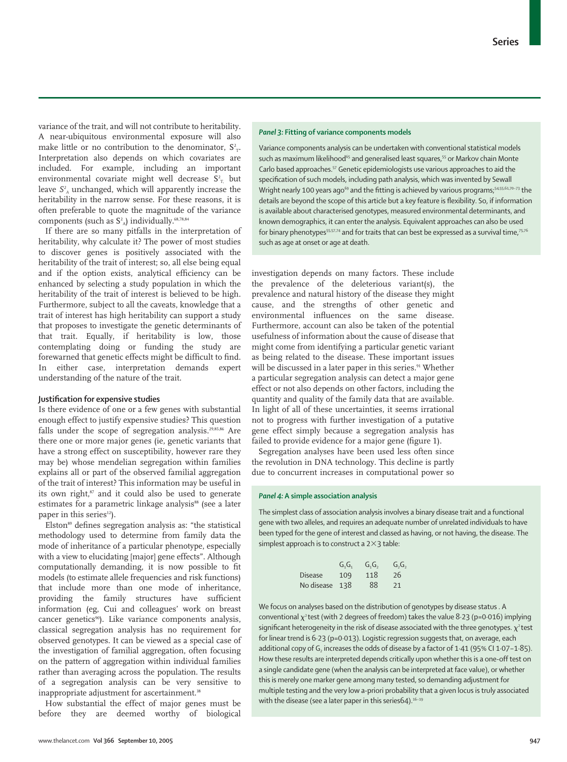variance of the trait, and will not contribute to heritability. A near-ubiquitous environmental exposure will also make little or no contribution to the denominator, $S^2_T$. Interpretation also depends on which covariates are included. For example, including an important environmental covariate might well decrease $S^2_T$ but leave $S^2_A$ unchanged, which will apparently increase the heritability in the narrow sense. For these reasons, it is often preferable to quote the magnitude of the variance components (such as $S^2_A$) individually.[68,78,84]

If there are so many pitfalls in the interpretation of heritability, why calculate it? The power of most studies to discover genes is positively associated with the heritability of the trait of interest; so, all else being equal and if the option exists, analytical efficiency can be enhanced by selecting a study population in which the heritability of the trait of interest is believed to be high. Furthermore, subject to all the caveats, knowledge that a trait of interest has high heritability can support a study that proposes to investigate the genetic determinants of that trait. Equally, if heritability is low, those contemplating doing or funding the study are forewarned that genetic effects might be difficult to find. In either case, interpretation demands expert understanding of the nature of the trait.

### Justification for expensive studies

Is there evidence of one or a few genes with substantial enough effect to justify expensive studies? This question falls under the scope of segregation analysis.[29,85,86] Are there one or more major genes (ie, genetic variants that have a strong effect on susceptibility, however rare they may be) whose mendelian segregation within families explains all or part of the observed familial aggregation of the trait of interest? This information may be useful in its own right,[87] and it could also be used to generate estimates for a parametric linkage analysis[88] (see a later paper in this series[12]).

Elston[89] defines segregation analysis as: "the statistical methodology used to determine from family data the mode of inheritance of a particular phenotype, especially with a view to elucidating [major] gene effects". Although computationally demanding, it is now possible to fit models (to estimate allele frequencies and risk functions) that include more than one mode of inheritance, providing the family structures have sufficient information (eg, Cui and colleagues' work on breast cancer genetics[90]). Like variance components analysis, classical segregation analysis has no requirement for observed genotypes. It can be viewed as a special case of the investigation of familial aggregation, often focusing on the pattern of aggregation within individual families rather than averaging across the population. The results of a segregation analysis can be very sensitive to inappropriate adjustment for ascertainment.[38]

How substantial the effect of major genes must be before they are deemed worthy of biological investigation depends on many factors. These include the prevalence of the deleterious variant(s), the prevalence and natural history of the disease they might cause, and the strengths of other genetic and environmental influences on the same disease. Furthermore, account can also be taken of the potential usefulness of information about the cause of disease that might come from identifying a particular genetic variant as being related to the disease. These important issues will be discussed in a later paper in this series.[91] Whether a particular segregation analysis can detect a major gene effect or not also depends on other factors, including the quantity and quality of the family data that are available. In light of all of these uncertainties, it seems irrational not to progress with further investigation of a putative gene effect simply because a segregation analysis has failed to provide evidence for a major gene (figure 1).

Segregation analyses have been used less often since the revolution in DNA technology. This decline is partly due to concurrent increases in computational power so

---

**_Panel 3:_ Fitting of variance components models**

Variance components analysis can be undertaken with conventional statistical models such as maximum likelihood[65] and generalised least squares,[55] or Markov chain Monte Carlo based approaches.[57] Genetic epidemiologists use various approaches to aid the specification of such models, including path analysis, which was invented by Sewall Wright nearly 100 years ago[69] and the fitting is achieved by various programs;[54,55,61,70–73] the details are beyond the scope of this article but a key feature is flexibility. So, if information is available about characterised genotypes, measured environmental determinants, and known demographics, it can enter the analysis. Equivalent approaches can also be used for binary phenotypes[55,57,74] and for traits that can best be expressed as a survival time,[75,76] such as age at onset or age at death.

---

**_Panel 4:_ A simple association analysis**

The simplest class of association analysis involves a binary disease trait and a functional gene with two alleles, and requires an adequate number of unrelated individuals to have been typed for the gene of interest and classed as having, or not having, the disease. The simplest approach is to construct a 2×3 table:

| | $G_1G_1$ | $G_1G_2$ | $G_2G_2$ |
|---|---|---|---|
| Disease | 109 | 118 | 26 |
| No disease | 138 | 88 | 21 |

We focus on analyses based on the distribution of genotypes by disease status . A conventional $\chi^2$ test (with 2 degrees of freedom) takes the value 8·23 (p=0·016) implying significant heterogeneity in the risk of disease associated with the three genotypes. $\chi^2$ test for linear trend is 6·23 (p=0·013). Logistic regression suggests that, on average, each additional copy of $G_2$ increases the odds of disease by a factor of 1·41 (95% CI 1·07–1·85). How these results are interpreted depends critically upon whether this is a one-off test on a single candidate gene (when the analysis can be interpreted at face value), or whether this is merely one marker gene among many tested, so demanding adjustment for multiple testing and the very low a-priori probability that a given locus is truly associated with the disease (see a later paper in this series64).[16–19]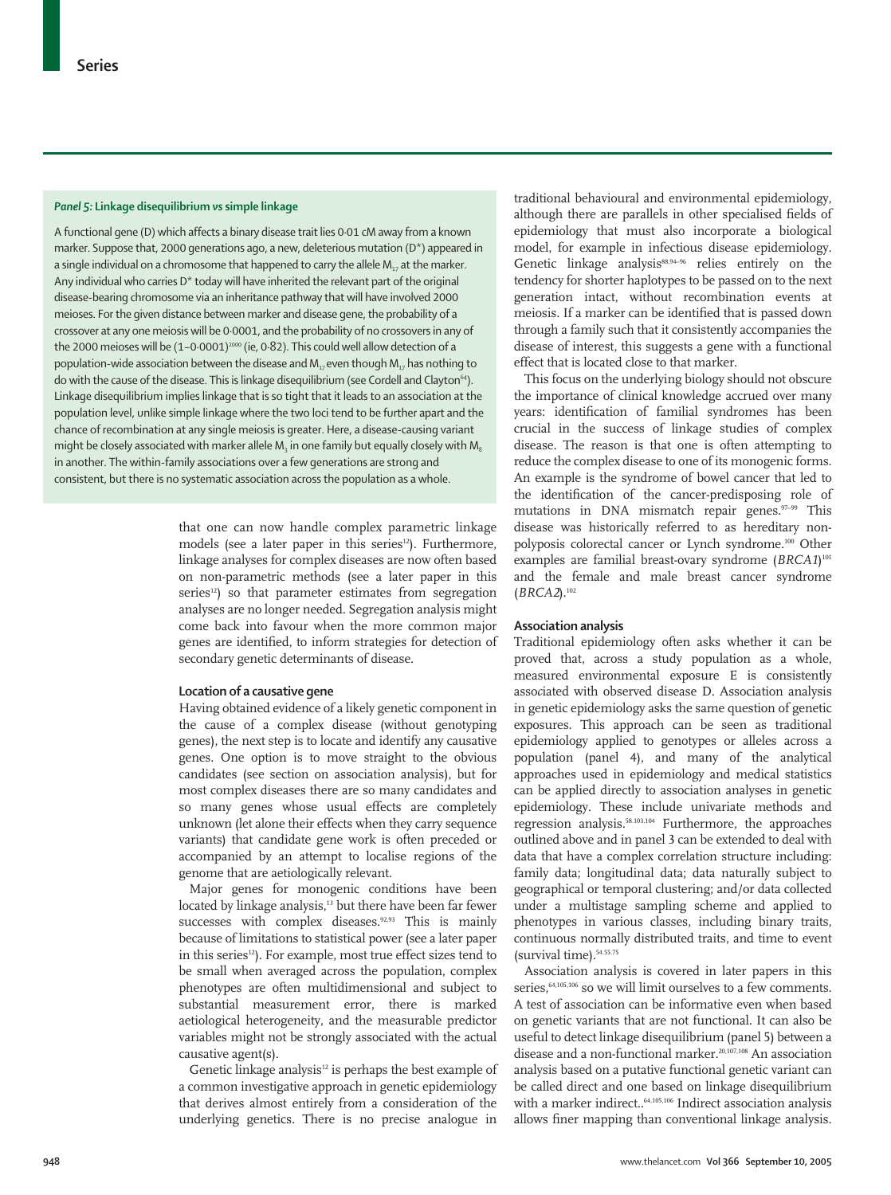### *Panel 5:* Linkage disequilibrium *vs* simple linkage

A functional gene (D) which affects a binary disease trait lies 0·01 cM away from a known marker. Suppose that, 2000 generations ago, a new, deleterious mutation (D*) appeared in a single individual on a chromosome that happened to carry the allele $M_{17}$ at the marker. Any individual who carries D* today will have inherited the relevant part of the original disease-bearing chromosome via an inheritance pathway that will have involved 2000 meioses. For the given distance between marker and disease gene, the probability of a crossover at any one meiosis will be 0·0001, and the probability of no crossovers in any of the 2000 meioses will be $(1–0·0001)^{2000}$ (ie, 0·82). This could well allow detection of a population-wide association between the disease and $M_{17}$ even though $M_{17}$ has nothing to do with the cause of the disease. This is linkage disequilibrium (see Cordell and Clayton[64]). Linkage disequilibrium implies linkage that is so tight that it leads to an association at the population level, unlike simple linkage where the two loci tend to be further apart and the chance of recombination at any single meiosis is greater. Here, a disease-causing variant might be closely associated with marker allele $M_3$ in one family but equally closely with $M_8$ in another. The within-family associations over a few generations are strong and consistent, but there is no systematic association across the population as a whole.

that one can now handle complex parametric linkage models (see a later paper in this series[12]). Furthermore, linkage analyses for complex diseases are now often based on non-parametric methods (see a later paper in this series[12]) so that parameter estimates from segregation analyses are no longer needed. Segregation analysis might come back into favour when the more common major genes are identified, to inform strategies for detection of secondary genetic determinants of disease.

#### Location of a causative gene

Having obtained evidence of a likely genetic component in the cause of a complex disease (without genotyping genes), the next step is to locate and identify any causative genes. One option is to move straight to the obvious candidates (see section on association analysis), but for most complex diseases there are so many candidates and so many genes whose usual effects are completely unknown (let alone their effects when they carry sequence variants) that candidate gene work is often preceded or accompanied by an attempt to localise regions of the genome that are aetiologically relevant.

Major genes for monogenic conditions have been located by linkage analysis,[13] but there have been far fewer successes with complex diseases.[92,93] This is mainly because of limitations to statistical power (see a later paper in this series[12]). For example, most true effect sizes tend to be small when averaged across the population, complex phenotypes are often multidimensional and subject to substantial measurement error, there is marked aetiological heterogeneity, and the measurable predictor variables might not be strongly associated with the actual causative agent(s).

Genetic linkage analysis[12] is perhaps the best example of a common investigative approach in genetic epidemiology that derives almost entirely from a consideration of the underlying genetics. There is no precise analogue in traditional behavioural and environmental epidemiology, although there are parallels in other specialised fields of epidemiology that must also incorporate a biological model, for example in infectious disease epidemiology. Genetic linkage analysis[88,94–96] relies entirely on the tendency for shorter haplotypes to be passed on to the next generation intact, without recombination events at meiosis. If a marker can be identified that is passed down through a family such that it consistently accompanies the disease of interest, this suggests a gene with a functional effect that is located close to that marker.

This focus on the underlying biology should not obscure the importance of clinical knowledge accrued over many years: identification of familial syndromes has been crucial in the success of linkage studies of complex disease. The reason is that one is often attempting to reduce the complex disease to one of its monogenic forms. An example is the syndrome of bowel cancer that led to the identification of the cancer-predisposing role of mutations in DNA mismatch repair genes.[97–99] This disease was historically referred to as hereditary non-polyposis colorectal cancer or Lynch syndrome.[100] Other examples are familial breast-ovary syndrome (*BRCA1*)[101] and the female and male breast cancer syndrome (*BRCA2*).[102]

#### Association analysis

Traditional epidemiology often asks whether it can be proved that, across a study population as a whole, measured environmental exposure E is consistently associated with observed disease D. Association analysis in genetic epidemiology asks the same question of genetic exposures. This approach can be seen as traditional epidemiology applied to genotypes or alleles across a population (panel 4), and many of the analytical approaches used in epidemiology and medical statistics can be applied directly to association analyses in genetic epidemiology. These include univariate methods and regression analysis.[58,103,104] Furthermore, the approaches outlined above and in panel 3 can be extended to deal with data that have a complex correlation structure including: family data; longitudinal data; data naturally subject to geographical or temporal clustering; and/or data collected under a multistage sampling scheme and applied to phenotypes in various classes, including binary traits, continuous normally distributed traits, and time to event (survival time).[54,55,75]

Association analysis is covered in later papers in this series,[64,105,106] so we will limit ourselves to a few comments. A test of association can be informative even when based on genetic variants that are not functional. It can also be useful to detect linkage disequilibrium (panel 5) between a disease and a non-functional marker.[20,107,108] An association analysis based on a putative functional genetic variant can be called direct and one based on linkage disequilibrium with a marker indirect..[64,105,106] Indirect association analysis allows finer mapping than conventional linkage analysis.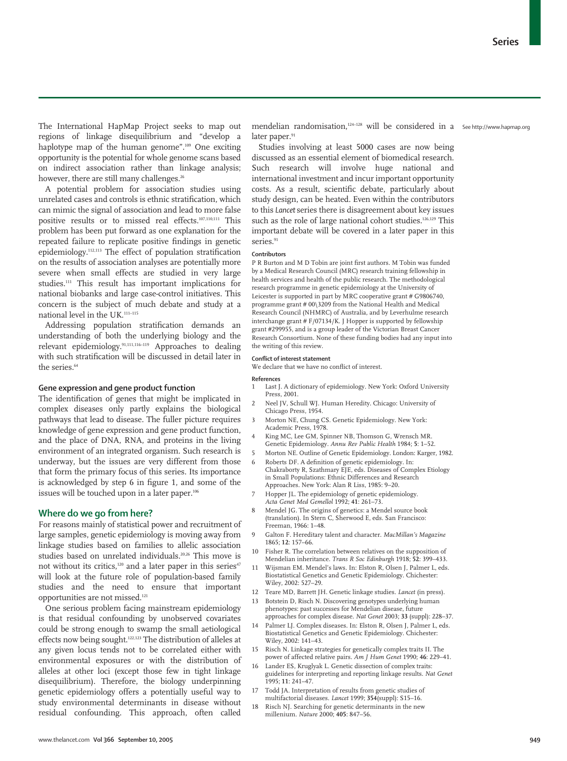The International HapMap Project seeks to map out regions of linkage disequilibrium and "develop a haplotype map of the human genome".[109] One exciting opportunity is the potential for whole genome scans based on indirect association rather than linkage analysis; however, there are still many challenges.[26]

A potential problem for association studies using unrelated cases and controls is ethnic stratification, which can mimic the signal of association and lead to more false positive results or to missed real effects.[107,110,111] This problem has been put forward as one explanation for the repeated failure to replicate positive findings in genetic epidemiology.[112,113] The effect of population stratification on the results of association analyses are potentially more severe when small effects are studied in very large studies.[111] This result has important implications for national biobanks and large case-control initiatives. This concern is the subject of much debate and study at a national level in the UK.[111–115]

Addressing population stratification demands an understanding of both the underlying biology and the relevant epidemiology.[91,111,116–119] Approaches to dealing with such stratification will be discussed in detail later in the series.[64]

### Gene expression and gene product function

The identification of genes that might be implicated in complex diseases only partly explains the biological pathways that lead to disease. The fuller picture requires knowledge of gene expression and gene product function, and the place of DNA, RNA, and proteins in the living environment of an integrated organism. Such research is underway, but the issues are very different from those that form the primary focus of this series. Its importance is acknowledged by step 6 in figure 1, and some of the issues will be touched upon in a later paper.[106]

## Where do we go from here?

For reasons mainly of statistical power and recruitment of large samples, genetic epidemiology is moving away from linkage studies based on families to allelic association studies based on unrelated individuals.[20,26] This move is not without its critics,[120] and a later paper in this series[47] will look at the future role of population-based family studies and the need to ensure that important opportunities are not missed.[121]

One serious problem facing mainstream epidemiology is that residual confounding by unobserved covariates could be strong enough to swamp the small aetiological effects now being sought.[122,123] The distribution of alleles at any given locus tends not to be correlated either with environmental exposures or with the distribution of alleles at other loci (except those few in tight linkage disequilibrium). Therefore, the biology underpinning genetic epidemiology offers a potentially useful way to study environmental determinants in disease without residual confounding. This approach, often called mendelian randomisation,[124–128] will be considered in a later paper.[91]

See http://www.hapmap.org

Studies involving at least 5000 cases are now being discussed as an essential element of biomedical research. Such research will involve huge national and international investment and incur important opportunity costs. As a result, scientific debate, particularly about study design, can be heated. Even within the contributors to this *Lancet* series there is disagreement about key issues such as the role of large national cohort studies.[126,129] This important debate will be covered in a later paper in this series.[91]

#### Contributors

P R Burton and M D Tobin are joint first authors. M Tobin was funded by a Medical Research Council (MRC) research training fellowship in health services and health of the public research. The methodological research programme in genetic epidemiology at the University of Leicester is supported in part by MRC cooperative grant # G9806740, programme grant # 00\3209 from the National Health and Medical Research Council (NHMRC) of Australia, and by Leverhulme research interchange grant # F/07134/K. J Hopper is supported by fellowship grant #299955, and is a group leader of the Victorian Breast Cancer Research Consortium. None of these funding bodies had any input into the writing of this review.

#### Conflict of interest statement

We declare that we have no conflict of interest.

#### References

1. Last J. A dictionary of epidemiology. New York: Oxford University Press, 2001.
2. Neel JV, Schull WJ. Human Heredity. Chicago: University of Chicago Press, 1954.
3. Morton NE, Chung CS. Genetic Epidemiology. New York: Academic Press, 1978.
4. King MC, Lee GM, Spinner NB, Thomson G, Wrensch MR. Genetic Epidemiology. *Annu Rev Public Health* 1984; **5**: 1–52.
5. Morton NE. Outline of Genetic Epidemiology. London: Karger, 1982.
6. Roberts DF. A definition of genetic epidemiology. In: Chakraborty R, Szathmary EJE, eds. Diseases of Complex Etiology in Small Populations: Ethnic Differences and Research Approaches. New York: Alan R Liss, 1985: 9–20.
7. Hopper JL. The epidemiology of genetic epidemiology. *Acta Genet Med Gemellol* 1992; **41**: 261–73.
8. Mendel JG. The origins of genetics: a Mendel source book (translation). In Stern C, Sherwood E, eds. San Francisco: Freeman, 1966: 1–48.
9. Galton F. Hereditary talent and character. *MacMillan's Magazine* 1865; **12**: 157–66.
10. Fisher R. The correlation between relatives on the supposition of Mendelian inheritance. *Trans R Soc Edinburgh* 1918; **52**: 399–433.
11. Wijsman EM. Mendel's laws. In: Elston R, Olsen J, Palmer L, eds. Biostatistical Genetics and Genetic Epidemiology. Chichester: Wiley, 2002: 527–29.
12. Teare MD, Barrett JH. Genetic linkage studies. *Lancet* (in press).
13. Botstein D, Risch N. Discovering genotypes underlying human phenotypes: past successes for Mendelian disease, future approaches for complex disease. *Nat Genet* 2003; **33** (suppl): 228–37.
14. Palmer LJ. Complex diseases. In: Elston R, Olsen J, Palmer L, eds. Biostatistical Genetics and Genetic Epidemiology. Chichester: Wiley, 2002: 141–43.
15. Risch N. Linkage strategies for genetically complex traits II. The power of affected relative pairs. *Am J Hum Genet* 1990; **46**: 229–41.
16. Lander ES, Kruglyak L. Genetic dissection of complex traits: guidelines for interpreting and reporting linkage results. *Nat Genet* 1995; **11**: 241–47.
17. Todd JA. Interpretation of results from genetic studies of multifactorial diseases. *Lancet* 1999; **354**(suppl): S15–16.
18. Risch NJ. Searching for genetic determinants in the new millenium. *Nature* 2000; **405**: 847–56.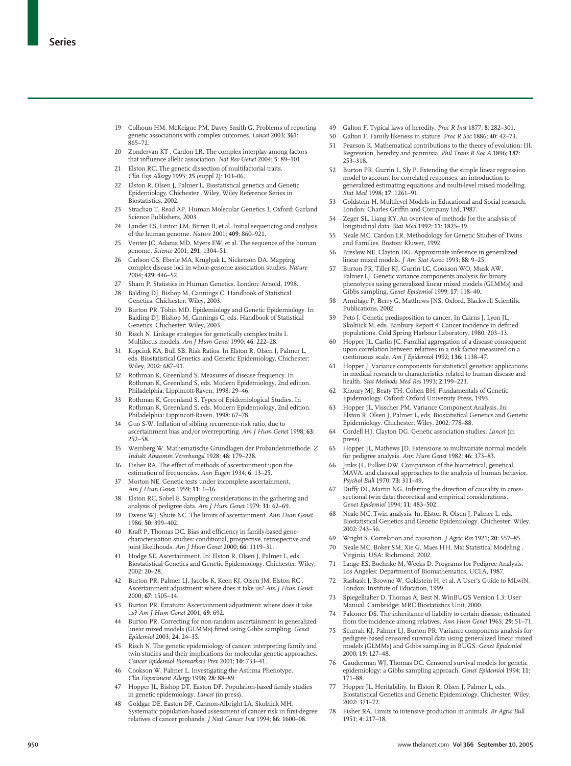19 Colhoun HM, McKeigue PM, Davey Smith G. Problems of reporting genetic associations with complex outcomes. *Lancet* 2003; **361**: 865–72.

20 Zondervan KT , Cardon LR. The complex interplay among factors that influence allelic association. *Nat Rev Genet* 2004; **5**: 89–101.

21 Elston RC. The genetic dissection of multifactorial traits. *Clin Exp Allergy* 1995; **25** (suppl 2): 103–06.

22 Elston R, Olsen J, Palmer L. Biostatistical genetics and Genetic Epidemiology. Chichester , Wiley, Wiley Reference Series in Biostatistics, 2002.

23 Strachan T, Read AP. Human Molecular Genetics 3. Oxford: Garland Science Publishers, 2003.

24 Lander ES, Linton LM, Birren B, et al. Initial sequencing and analysis of the human genome. *Nature* 2001; **409**: 860–921.

25 Venter JC, Adams MD, Myers EW, et al. The sequence of the human genome. *Science* 2001; **291**: 1304–51.

26 Carlson CS, Eberle MA, Kruglyak L, Nickerson DA. Mapping complex disease loci in whole-genome association studies. *Nature* 2004; **429**: 446–52.

27 Sham P. Statistics in Human Genetics. London: Arnold, 1998.

28 Balding DJ, Bishop M, Cannings C. Handbook of Statistical Genetics. Chichester: Wiley, 2003.

29 Burton PR, Tobin MD. Epidemiology and Genetic Epidemiology. In Balding DJ, Bishop M, Cannings C, eds. Handbook of Statistical Genetics. Chichester: Wiley, 2003.

30 Risch N. Linkage strategies for genetically complex traits I. Multilocus models. *Am J Hum Genet* 1990; **46**: 222–28.

31 Kopciuk KA, Bull SB. Risk Ratios. In Elston R, Olsen J, Palmer L, eds. Biostatistical Genetics and Genetic Epidemiology. Chichester: Wiley, 2002: 687–91.

32 Rothman K, Greenland S. Measures of disease frequency. In Rothman K, Greenland S, eds. Modern Epidemiology, 2nd edition. Philadelphia: Lippincott-Raven, 1998: 29–46.

33 Rothman K, Greenland S. Types of Epidemiological Studies. In Rothman K, Greenland S, eds. Modern Epidemiology, 2nd edition. Philadelphia: Lippincott-Raven, 1998: 67–78.

34 Guo S-W. Inflation of sibling recurrence-risk ratio, due to ascertainment bias and/or overreporting. *Am J Hum Genet* 1998; **63**: 252–58.

35 Weinberg W. Mathematische Grundlagen der Probandenmethode. *Z Indukt Abstamm Vererbungsl* 1928; **48**: 179–228.

36 Fisher RA. The effect of methods of ascertainment upon the estimation of frequencies. *Ann Eugen* 1934; **6**: 13–25.

37 Morton NE. Genetic tests under incomplete ascertainment. *Am J Hum Genet* 1959; **11**: 1–16.

38 Elston RC, Sobel E. Sampling considerations in the gathering and analysis of pedigree data. *Am J Hum Genet* 1979; **31**: 62–69.

39 Ewens WJ, Shute NC. The limits of ascertainment. *Ann Hum Genet* 1986; **50**: 399–402.

40 Kraft P, Thomas DC. Bias and efficiency in family-based gene-characterisation studies: conditional, prospective, retrospective and joint likelihoods. *Am J Hum Genet* 2000; **66**: 1119–31.

41 Hodge SE. Ascertainment. In: Elston R, Olsen J, Palmer L, eds. Biostatistical Genetics and Genetic Epidemiology. Chichester: Wiley, 2002: 20–28.

42 Burton PR, Palmer LJ, Jacobs K, Keen KJ, Olsen JM, Elston RC . Ascertainment adjustment: where does it take us? *Am J Hum Genet* 2000; **67**: 1505–14.

43 Burton PR. Erratum: Ascertainment adjustment: where does it take us? *Am J Hum Genet* 2001; **69**: 692.

44 Burton PR. Correcting for non-random ascertainment in generalized linear mixed models (GLMMs) fitted using Gibbs sampling. *Genet Epidemiol* 2003; **24**: 24–35.

45 Risch N. The genetic epidemiology of cancer: interpreting family and twin studies and their implications for molecular genetic approaches. *Cancer Epidemiol Biomarkers Prev* 2001; **10**: 733–41.

46 Cookson W, Palmer L. Investigating the Asthma Phenotype. *Clin Experiment Allergy* 1998; **28**: 88–89.

47 Hopper JL, Bishop DT, Easton DF. Population-based family studies in genetic epidemiology. *Lancet* (in press).

48 Goldgar DE, Easton DF, Cannon-Albright LA, Skolnick MH. Systematic population-based assessment of cancer risk in first-degree relatives of cancer probands. *J Natl Cancer Inst* 1994; **86**: 1600–08.

49 Galton F. Typical laws of heredity. *Proc R Inst* 1877; **8**: 282–301.

50 Galton F. Family likeness in stature. *Proc R Soc* 1886; **40**: 42–73.

51 Pearson K. Mathematical contributions to the theory of evolution: III. Regression, heredity and panmixia. *Phil Trans R Soc A* 1896; **187**: 253–318.

52 Burton PR, Gurrin L, Sly P. Extending the simple linear regression model to account for correlated responses: an introduction to generalized estimating equations and multi-level mixed modelling. *Stat Med* 1998; **17**: 1261–91.

53 Goldstein H. Multilevel Models in Educational and Social research. London: Charles Griffin and Company Ltd, 1987.

54 Zeger SL, Liang KY. An overview of methods for the analysis of longitudinal data. *Stat Med* 1992; **11**: 1825–39.

55 Neale MC, Cardon LR. Methodology for Genetic Studies of Twins and Families. Boston: Kluwer, 1992.

56 Breslow NE, Clayton DG. Approximate inference in generalized linear mixed models. *J Am Stat Assoc* 1993; **88**: 9–25.

57 Burton PR, Tiller KJ, Gurrin LC, Cookson WO, Musk AW, Palmer LJ. Genetic variance components analysis for binary phenotypes using generalized linear mixed models (GLMMs) and Gibbs sampling. *Genet Epidemiol* 1999; **17**: 118–40.

58 Armitage P, Berry G, Matthews JNS. Oxford, Blackwell Scientific Publications, 2002.

59 Peto J. Genetic predisposition to cancer. In Cairns J, Lyon JL, Skolnick M, eds. Banbury Report 4: Cancer incidence in defined populations. Cold Spring Harbour Laboratory, 1980: 203–13.

60 Hopper JL, Carlin JC. Familial aggregation of a disease consequent upon correlation between relatives in a risk factor measured on a continuous scale. *Am J Epidemiol* 1992; **136**: 1138–47.

61 Hopper J. Variance components for statistical genetics: applications in medical research to characteristics related to human disease and health. *Stat Methods Med Res* 1993; **2**:199–223.

62 Khoury MJ, Beaty TH, Cohen BH. Fundamentals of Genetic Epidemiology. Oxford: Oxford University Press, 1993.

63 Hopper JL, Visscher PM. Variance Component Analysis. In: Elston R, Olsen J, Palmer L, eds. Biostatistical Genetics and Genetic Epidemiology. Chichester: Wiley, 2002: 778–88.

64 Cordell HJ, Clayton DG. Genetic association studies. *Lancet* (in press).

65 Hopper JL, Mathews JD. Extensions to multivariate normal models for pedigree analysis. *Ann Hum Genet* 1982; **46**: 373–83.

66 Jinks JL, Fulker DW. Comparison of the biometrical, genetical, MAVA, and classical approaches to the analysis of human behavior. *Psychol Bull* 1970; **73:** 311–49.

67 Duffy DL, Martin NG. Inferring the direction of causality in cross-sectional twin data: theoretical and empirical considerations. *Genet Epidemiol* 1994; **11**: 483–502.

68 Neale MC. Twin analysis. In: Elston R, Olsen J, Palmer L, eds. Biostatistical Genetics and Genetic Epidemiology. Chichester: Wiley, 2002: 743–56.

69 Wright S. Correlation and causation. *J Agric Res* 1921; **20**: 557–85.

70 Neale MC, Boker SM, Xie G, Maes HH. Mx: Statistical Modeling . Virginia, USA: Richmond, 2002.

71 Lange ES, Boehnke M, Weeks D. Programs for Pedigree Analysis. Los Angeles: Department of Biomathematics, UCLA, 1987.

72 Rasbash J, Browne W, Goldstein H, et al. A User's Guide to MLwiN. London: Institute of Education, 1999.

73 Spiegelhalter D, Thomas A, Best N. WinBUGS Version 1.3: User Manual. Cambridge: MRC Biostatistics Unit, 2000.

74 Falconer DS. The inheritance of liability to certain disease, estimated from the incidence among relatives. *Ann Hum Genet* 1965; **29**: 51–71.

75 Scurrah KJ, Palmer LJ, Burton PR. Variance components analysis for pedigree-based censored survival data using generalized linear mixed models (GLMMs) and Gibbs sampling in BUGS. *Genet Epidemiol* 2000; **19**: 127–48.

76 Gauderman WJ, Thomas DC. Censored survival models for genetic epidemiology: a Gibbs sampling approach. *Genet Epidemiol* 1994; **11**: 171–88.

77 Hopper JL. Heritability. In Elston R, Olsen J, Palmer L, eds. Biostatistical Genetics and Genetic Epidemiology. Chichester: Wiley, 2002: 371–72.

78 Fisher RA. Limits to intensive production in animals. *Br Agric Bull* 1951; **4**: 217–18.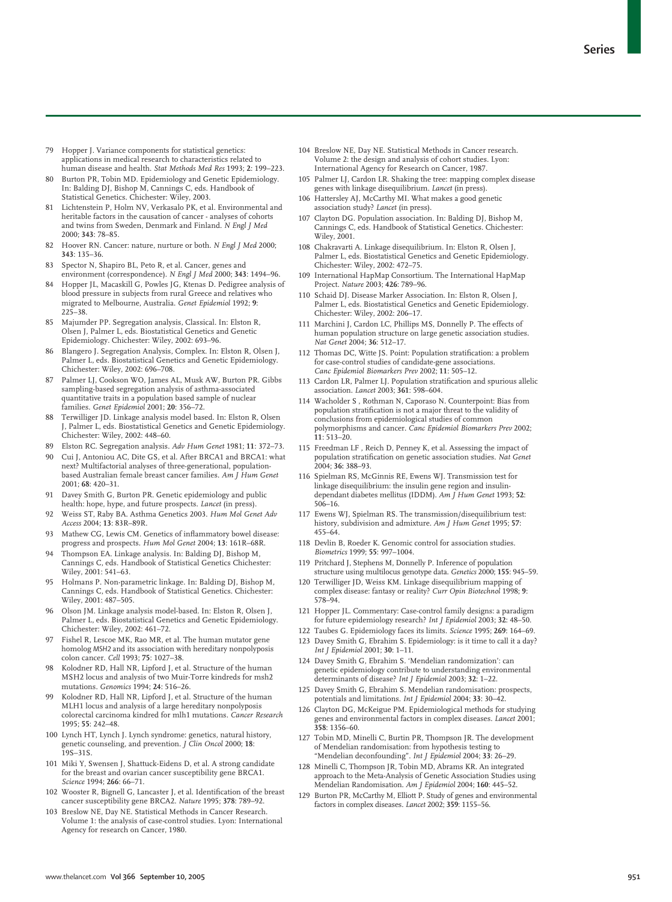79 Hopper J. Variance components for statistical genetics: applications in medical research to characteristics related to human disease and health. *Stat Methods Med Res* 1993; **2**: 199–223.

80 Burton PR, Tobin MD. Epidemiology and Genetic Epidemiology. In: Balding DJ, Bishop M, Cannings C, eds. Handbook of Statistical Genetics. Chichester: Wiley, 2003.

81 Lichtenstein P, Holm NV, Verkasalo PK, et al. Environmental and heritable factors in the causation of cancer - analyses of cohorts and twins from Sweden, Denmark and Finland. *N Engl J Med* 2000; **343**: 78–85.

82 Hoover RN. Cancer: nature, nurture or both. *N Engl J Med* 2000; **343**: 135–36.

83 Spector N, Shapiro BL, Peto R, et al. Cancer, genes and environment (correspondence). *N Engl J Med* 2000; **343**: 1494–96.

84 Hopper JL, Macaskill G, Powles JG, Ktenas D. Pedigree analysis of blood pressure in subjects from rural Greece and relatives who migrated to Melbourne, Australia. *Genet Epidemiol* 1992; **9**: 225–38.

85 Majumder PP. Segregation analysis, Classical. In: Elston R, Olsen J, Palmer L, eds. Biostatistical Genetics and Genetic Epidemiology. Chichester: Wiley, 2002: 693–96.

86 Blangero J. Segregation Analysis, Complex. In: Elston R, Olsen J, Palmer L, eds. Biostatistical Genetics and Genetic Epidemiology. Chichester: Wiley, 2002: 696–708.

87 Palmer LJ, Cookson WO, James AL, Musk AW, Burton PR. Gibbs sampling-based segregation analysis of asthma-associated quantitative traits in a population based sample of nuclear families. *Genet Epidemiol* 2001; **20**: 356–72.

88 Terwilliger JD. Linkage analysis model based. In: Elston R, Olsen J, Palmer L, eds. Biostatistical Genetics and Genetic Epidemiology. Chichester: Wiley, 2002: 448–60.

89 Elston RC. Segregation analysis. *Adv Hum Genet* 1981; **11**: 372–73.

90 Cui J, Antoniou AC, Dite GS, et al. After BRCA1 and BRCA1: what next? Multifactorial analyses of three-generational, population-based Australian female breast cancer families. *Am J Hum Genet* 2001; **68**: 420–31.

91 Davey Smith G, Burton PR. Genetic epidemiology and public health: hope, hype, and future prospects. *Lancet* (in press).

92 Weiss ST, Raby BA. Asthma Genetics 2003. *Hum Mol Genet Adv Access* 2004; **13**: 83R–89R.

93 Mathew CG, Lewis CM. Genetics of inflammatory bowel disease: progress and prospects. *Hum Mol Genet* 2004; **13**: 161R–68R.

94 Thompson EA. Linkage analysis. In: Balding DJ, Bishop M, Cannings C, eds. Handbook of Statistical Genetics Chichester: Wiley, 2001: 541–63.

95 Holmans P. Non-parametric linkage. In: Balding DJ, Bishop M, Cannings C, eds. Handbook of Statistical Genetics. Chichester: Wiley, 2001: 487–505.

96 Olson JM. Linkage analysis model-based. In: Elston R, Olsen J, Palmer L, eds. Biostatistical Genetics and Genetic Epidemiology. Chichester: Wiley, 2002: 461–72.

97 Fishel R, Lescoe MK, Rao MR, et al. The human mutator gene homolog *MSH2* and its association with hereditary nonpolyposis colon cancer. *Cell* 1993; **75**: 1027–38.

98 Kolodner RD, Hall NR, Lipford J, et al. Structure of the human MSH2 locus and analysis of two Muir-Torre kindreds for msh2 mutations. *Genomics* 1994; **24**: 516–26.

99 Kolodner RD, Hall NR, Lipford J, et al. Structure of the human MLH1 locus and analysis of a large hereditary nonpolyposis colorectal carcinoma kindred for mlh1 mutations. *Cancer Research* 1995; **55**: 242–48.

100 Lynch HT, Lynch J. Lynch syndrome: genetics, natural history, genetic counseling, and prevention. *J Clin Oncol* 2000; **18**: 19S–31S.

101 Miki Y, Swensen J, Shattuck-Eidens D, et al. A strong candidate for the breast and ovarian cancer susceptibility gene BRCA1. *Science* 1994; **266**: 66–71.

102 Wooster R, Bignell G, Lancaster J, et al. Identification of the breast cancer susceptibility gene BRCA2. *Nature* 1995; **378**: 789–92.

103 Breslow NE, Day NE. Statistical Methods in Cancer Research. Volume 1: the analysis of case-control studies. Lyon: International Agency for research on Cancer, 1980.

104 Breslow NE, Day NE. Statistical Methods in Cancer research. Volume 2: the design and analysis of cohort studies. Lyon: International Agency for Research on Cancer, 1987.

105 Palmer LJ, Cardon LR. Shaking the tree: mapping complex disease genes with linkage disequilibrium. *Lancet* (in press).

106 Hattersley AJ, McCarthy MI. What makes a good genetic association study? *Lancet* (in press).

107 Clayton DG. Population association. In: Balding DJ, Bishop M, Cannings C, eds. Handbook of Statistical Genetics. Chichester: Wiley, 2001.

108 Chakravarti A. Linkage disequilibrium. In: Elston R, Olsen J, Palmer L, eds. Biostatistical Genetics and Genetic Epidemiology. Chichester: Wiley, 2002: 472–75.

109 International HapMap Consortium. The International HapMap Project. *Nature* 2003; **426**: 789–96.

110 Schaid DJ. Disease Marker Association. In: Elston R, Olsen J, Palmer L, eds. Biostatistical Genetics and Genetic Epidemiology. Chichester: Wiley, 2002: 206–17.

111 Marchini J, Cardon LC, Phillips MS, Donnelly P. The effects of human population structure on large genetic association studies. *Nat Genet* 2004; **36**: 512–17.

112 Thomas DC, Witte JS. Point: Population stratification: a problem for case-control studies of candidate-gene associations. *Canc Epidemiol Biomarkers Prev* 2002; **11**: 505–12.

113 Cardon LR, Palmer LJ. Population stratification and spurious allelic association. *Lancet* 2003; **361**: 598–604.

114 Wacholder S , Rothman N, Caporaso N. Counterpoint: Bias from population stratification is not a major threat to the validity of conclusions from epidemiological studies of common polymorphisms and cancer. *Canc Epidemiol Biomarkers Prev* 2002; **11**: 513–20.

115 Freedman LF , Reich D, Penney K, et al. Assessing the impact of population stratification on genetic association studies. *Nat Genet* 2004; **36:** 388–93.

116 Spielman RS, McGinnis RE, Ewens WJ. Transmission test for linkage disequilibrium: the insulin gene region and insulin-dependant diabetes mellitus (IDDM). *Am J Hum Genet* 1993; **52**: 506–16.

117 Ewens WJ, Spielman RS. The transmission/disequilibrium test: history, subdivision and admixture. *Am J Hum Genet* 1995; **57**: 455–64.

118 Devlin B, Roeder K. Genomic control for association studies. *Biometrics* 1999; **55**: 997–1004.

119 Pritchard J, Stephens M, Donnelly P. Inference of population structure using multilocus genotype data. *Genetics* 2000; **155**: 945–59.

120 Terwilliger JD, Weiss KM. Linkage disequilibrium mapping of complex disease: fantasy or reality? *Curr Opin Biotechnol* 1998; **9**: 578–94.

121 Hopper JL. Commentary: Case-control family designs: a paradigm for future epidemiology research? *Int J Epidemiol* 2003; **32**: 48–50.

122 Taubes G. Epidemiology faces its limits. *Science* 1995; **269**: 164–69.

123 Davey Smith G, Ebrahim S. Epidemiology: is it time to call it a day? *Int J Epidemiol* 2001; **30**: 1–11.

124 Davey Smith G, Ebrahim S. 'Mendelian randomization': can genetic epidemiology contribute to understanding environmental determinants of disease? *Int J Epidemiol* 2003; **32**: 1–22.

125 Davey Smith G, Ebrahim S. Mendelian randomisation: prospects, potentials and limitations. *Int J Epidemiol* 2004; **33**: 30–42.

126 Clayton DG, McKeigue PM. Epidemiological methods for studying genes and environmental factors in complex diseases. *Lancet* 2001; **358**: 1356–60.

127 Tobin MD, Minelli C, Burtin PR, Thompson JR. The development of Mendelian randomisation: from hypothesis testing to "Mendelian deconfounding". *Int J Epidemiol* 2004; **33**: 26–29.

128 Minelli C, Thompson JR, Tobin MD, Abrams KR. An integrated approach to the Meta-Analysis of Genetic Association Studies using Mendelian Randomisation. *Am J Epidemiol* 2004; **160**: 445–52.

129 Burton PR, McCarthy M, Elliott P. Study of genes and environmental factors in complex diseases. *Lancet* 2002; **359**: 1155–56.